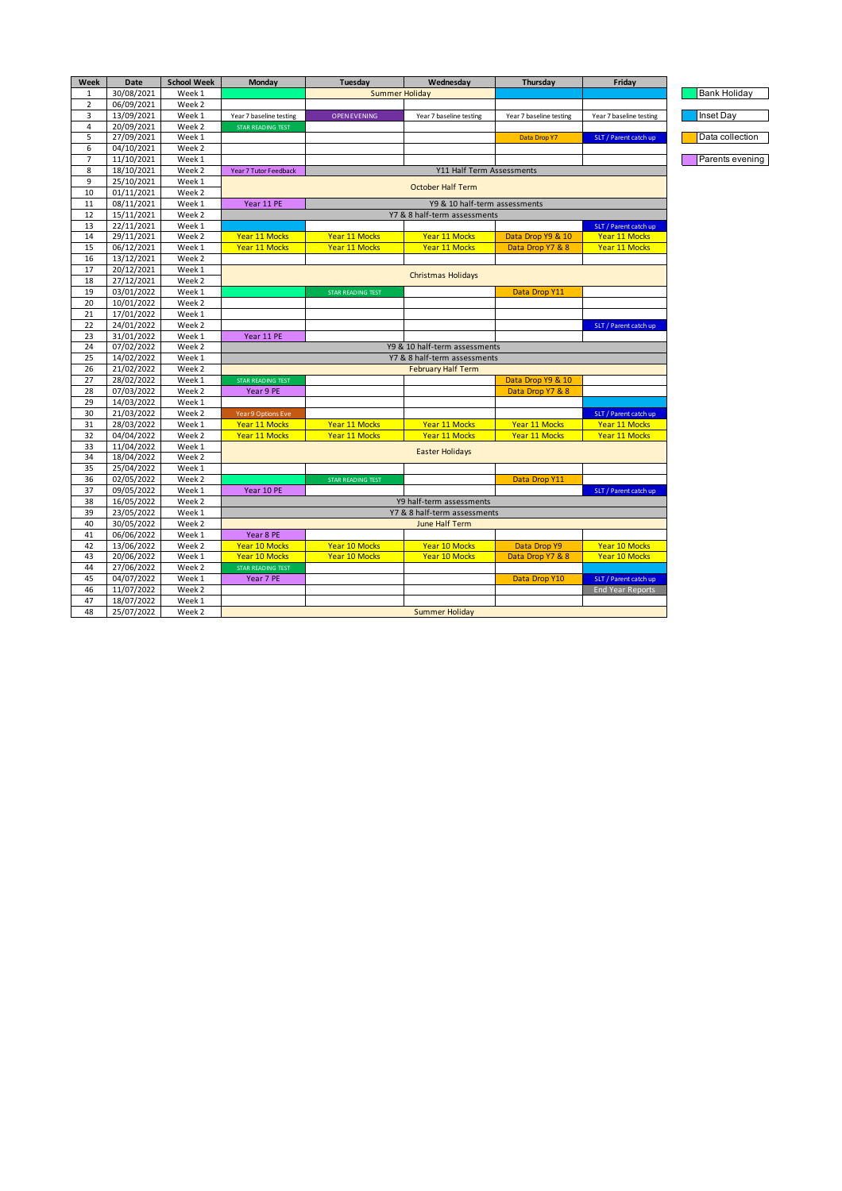| Week | Date | School Week | Monday | Tuesday | Wednesday | Thursday | Friday |
|---|---|---|---|---|---|---|---|
| 1 | 30/08/2021 | Week 1 | | Summer Holiday | | | |
| 2 | 06/09/2021 | Week 2 | | | | | |
| 3 | 13/09/2021 | Week 1 | Year 7 baseline testing | OPEN EVENING | Year 7 baseline testing | Year 7 baseline testing | Year 7 baseline testing |
| 4 | 20/09/2021 | Week 2 | STAR READING TEST | | | | |
| 5 | 27/09/2021 | Week 1 | | | | Data Drop Y7 | SLT / Parent catch up |
| 6 | 04/10/2021 | Week 2 | | | | | |
| 7 | 11/10/2021 | Week 1 | | | | | |
| 8 | 18/10/2021 | Week 2 | Year 7 Tutor Feedback | Y11 Half Term Assessments | | | |
| 9 | 25/10/2021 | Week 1 | October Half Term | | | | |
| 10 | 01/11/2021 | Week 2 | | | | | |
| 11 | 08/11/2021 | Week 1 | Year 11 PE | Y9 & 10 half-term assessments | | | |
| 12 | 15/11/2021 | Week 2 | Y7 & 8 half-term assessments | | | | |
| 13 | 22/11/2021 | Week 1 | | | | | SLT / Parent catch up |
| 14 | 29/11/2021 | Week 2 | Year 11 Mocks | Year 11 Mocks | Year 11 Mocks | Data Drop Y9 & 10 | Year 11 Mocks |
| 15 | 06/12/2021 | Week 1 | Year 11 Mocks | Year 11 Mocks | Year 11 Mocks | Data Drop Y7 & 8 | Year 11 Mocks |
| 16 | 13/12/2021 | Week 2 | | | | | |
| 17 | 20/12/2021 | Week 1 | Christmas Holidays | | | | |
| 18 | 27/12/2021 | Week 2 | | | | | |
| 19 | 03/01/2022 | Week 1 | | STAR READING TEST | | Data Drop Y11 | |
| 20 | 10/01/2022 | Week 2 | | | | | |
| 21 | 17/01/2022 | Week 1 | | | | | |
| 22 | 24/01/2022 | Week 2 | | | | | SLT / Parent catch up |
| 23 | 31/01/2022 | Week 1 | Year 11 PE | | | | |
| 24 | 07/02/2022 | Week 2 | Y9 & 10 half-term assessments | | | | |
| 25 | 14/02/2022 | Week 1 | Y7 & 8 half-term assessments | | | | |
| 26 | 21/02/2022 | Week 2 | February Half Term | | | | |
| 27 | 28/02/2022 | Week 1 | STAR READING TEST | | | Data Drop Y9 & 10 | |
| 28 | 07/03/2022 | Week 2 | Year 9 PE | | | Data Drop Y7 & 8 | |
| 29 | 14/03/2022 | Week 1 | | | | | |
| 30 | 21/03/2022 | Week 2 | Year 9 Options Eve | | | | SLT / Parent catch up |
| 31 | 28/03/2022 | Week 1 | Year 11 Mocks | Year 11 Mocks | Year 11 Mocks | Year 11 Mocks | Year 11 Mocks |
| 32 | 04/04/2022 | Week 2 | Year 11 Mocks | Year 11 Mocks | Year 11 Mocks | Year 11 Mocks | Year 11 Mocks |
| 33 | 11/04/2022 | Week 1 | Easter Holidays | | | | |
| 34 | 18/04/2022 | Week 2 | | | | | |
| 35 | 25/04/2022 | Week 1 | | | | | |
| 36 | 02/05/2022 | Week 2 | | STAR READING TEST | | Data Drop Y11 | |
| 37 | 09/05/2022 | Week 1 | Year 10 PE | | | | SLT / Parent catch up |
| 38 | 16/05/2022 | Week 2 | Y9 half-term assessments | | | | |
| 39 | 23/05/2022 | Week 1 | Y7 & 8 half-term assessments | | | | |
| 40 | 30/05/2022 | Week 2 | June Half Term | | | | |
| 41 | 06/06/2022 | Week 1 | Year 8 PE | | | | |
| 42 | 13/06/2022 | Week 2 | Year 10 Mocks | Year 10 Mocks | Year 10 Mocks | Data Drop Y9 | Year 10 Mocks |
| 43 | 20/06/2022 | Week 1 | Year 10 Mocks | Year 10 Mocks | Year 10 Mocks | Data Drop Y7 & 8 | Year 10 Mocks |
| 44 | 27/06/2022 | Week 2 | STAR READING TEST | | | | |
| 45 | 04/07/2022 | Week 1 | Year 7 PE | | | Data Drop Y10 | SLT / Parent catch up |
| 46 | 11/07/2022 | Week 2 | | | | | End Year Reports |
| 47 | 18/07/2022 | Week 1 | | | | | |
| 48 | 25/07/2022 | Week 2 | Summer Holiday | | | | |

| Key |
|---|
| Bank Holiday |
| Inset Day |
| Data collection |
| Parents evening |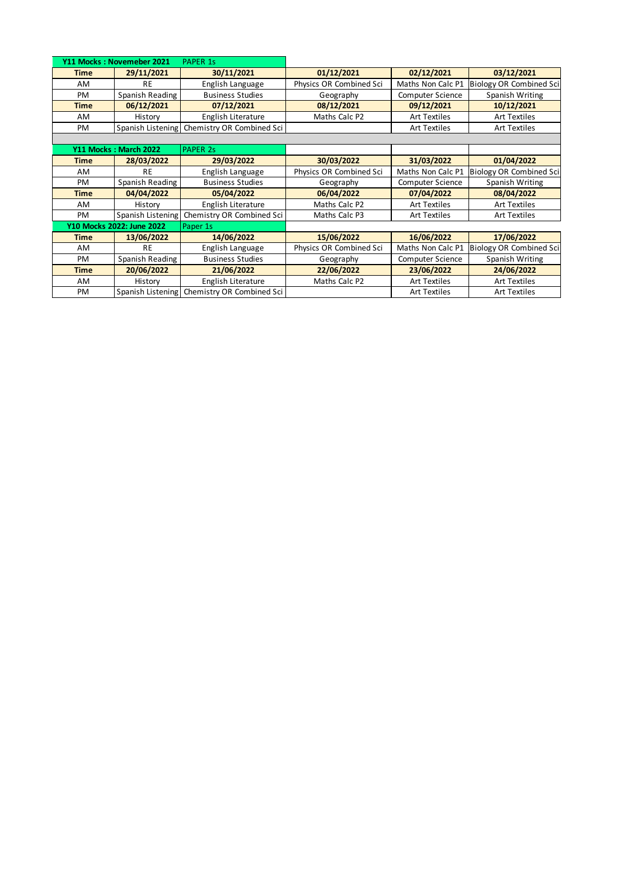| Y11 Mocks : Novemeber 2021 | PAPER 1s | | | |
|---|---|---|---|---|
| **Time** | **29/11/2021** | **30/11/2021** | **01/12/2021** | **02/12/2021** | **03/12/2021** |

| Y11 Mocks : Novemeber 2021 | PAPER 1s | | | | |
|---|---|---|---|---|---|
| **Time** | **29/11/2021** | **30/11/2021** | **01/12/2021** | **02/12/2021** | **03/12/2021** |
| AM | RE | English Language | Physics OR Combined Sci | Maths Non Calc P1 | Biology OR Combined Sci |
| PM | Spanish Reading | Business Studies | Geography | Computer Science | Spanish Writing |
| **Time** | **06/12/2021** | **07/12/2021** | **08/12/2021** | **09/12/2021** | **10/12/2021** |
| AM | History | English Literature | Maths Calc P2 | Art Textiles | Art Textiles |
| PM | Spanish Listening | Chemistry OR Combined Sci | | Art Textiles | Art Textiles |
| | | | | | |
| **Y11 Mocks : March 2022** | PAPER 2s | | | | |
| **Time** | **28/03/2022** | **29/03/2022** | **30/03/2022** | **31/03/2022** | **01/04/2022** |
| AM | RE | English Language | Physics OR Combined Sci | Maths Non Calc P1 | Biology OR Combined Sci |
| PM | Spanish Reading | Business Studies | Geography | Computer Science | Spanish Writing |
| **Time** | **04/04/2022** | **05/04/2022** | **06/04/2022** | **07/04/2022** | **08/04/2022** |
| AM | History | English Literature | Maths Calc P2 | Art Textiles | Art Textiles |
| PM | Spanish Listening | Chemistry OR Combined Sci | Maths Calc P3 | Art Textiles | Art Textiles |
| **Y10 Mocks 2022: June 2022** | Paper 1s | | | | |
| **Time** | **13/06/2022** | **14/06/2022** | **15/06/2022** | **16/06/2022** | **17/06/2022** |
| AM | RE | English Language | Physics OR Combined Sci | Maths Non Calc P1 | Biology OR Combined Sci |
| PM | Spanish Reading | Business Studies | Geography | Computer Science | Spanish Writing |
| **Time** | **20/06/2022** | **21/06/2022** | **22/06/2022** | **23/06/2022** | **24/06/2022** |
| AM | History | English Literature | Maths Calc P2 | Art Textiles | Art Textiles |
| PM | Spanish Listening | Chemistry OR Combined Sci | | Art Textiles | Art Textiles |